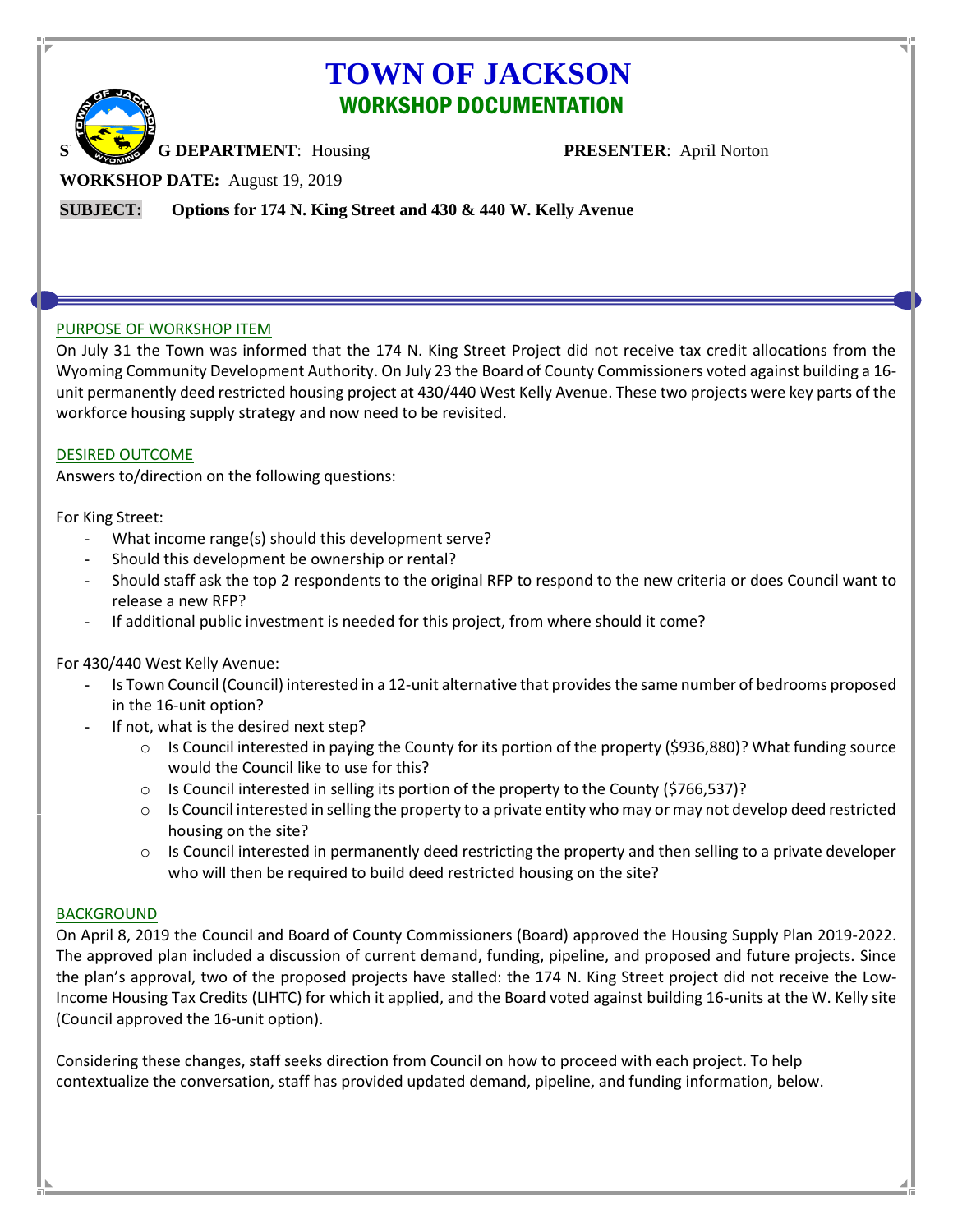# TOWN OF JACKSON

## WORKSHOP DOCUMENTATION

**SUBMITTING DEPARTMENT**: Housing **PRESENTER**: April Norton

**WORKSHOP DATE:** August 19, 2019

**SUBJECT: Options for 174 N. King Street and 430 & 440 W. Kelly Avenue**

### PURPOSE OF WORKSHOP ITEM

On July 31 the Town was informed that the 174 N. King Street Project did not receive tax credit allocations from the Wyoming Community Development Authority. On July 23 the Board of County Commissioners voted against building a 16-unit permanently deed restricted housing project at 430/440 West Kelly Avenue. These two projects were key parts of the workforce housing supply strategy and now need to be revisited.

### DESIRED OUTCOME

Answers to/direction on the following questions:

For King Street:

- What income range(s) should this development serve?
- Should this development be ownership or rental?
- Should staff ask the top 2 respondents to the original RFP to respond to the new criteria or does Council want to release a new RFP?
- If additional public investment is needed for this project, from where should it come?

For 430/440 West Kelly Avenue:

- Is Town Council (Council) interested in a 12-unit alternative that provides the same number of bedrooms proposed in the 16-unit option?
- If not, what is the desired next step?
  - Is Council interested in paying the County for its portion of the property ($936,880)? What funding source would the Council like to use for this?
  - Is Council interested in selling its portion of the property to the County ($766,537)?
  - Is Council interested in selling the property to a private entity who may or may not develop deed restricted housing on the site?
  - Is Council interested in permanently deed restricting the property and then selling to a private developer who will then be required to build deed restricted housing on the site?

### BACKGROUND

On April 8, 2019 the Council and Board of County Commissioners (Board) approved the Housing Supply Plan 2019-2022. The approved plan included a discussion of current demand, funding, pipeline, and proposed and future projects. Since the plan's approval, two of the proposed projects have stalled: the 174 N. King Street project did not receive the Low-Income Housing Tax Credits (LIHTC) for which it applied, and the Board voted against building 16-units at the W. Kelly site (Council approved the 16-unit option).

Considering these changes, staff seeks direction from Council on how to proceed with each project. To help contextualize the conversation, staff has provided updated demand, pipeline, and funding information, below.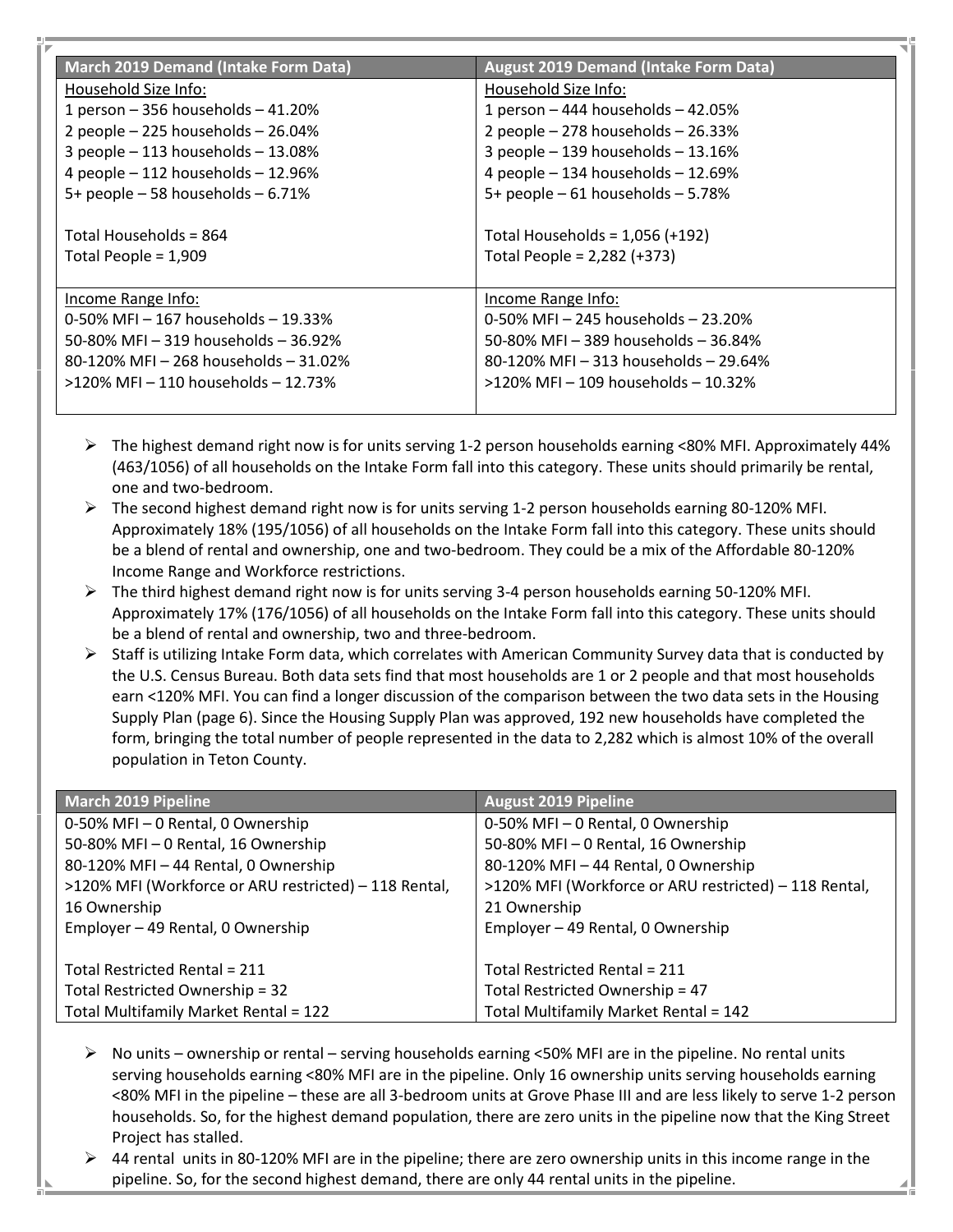| March 2019 Demand (Intake Form Data) | August 2019 Demand (Intake Form Data) |
|---|---|
| Household Size Info:<br>1 person – 356 households – 41.20%<br>2 people – 225 households – 26.04%<br>3 people – 113 households – 13.08%<br>4 people – 112 households – 12.96%<br>5+ people – 58 households – 6.71%<br><br>Total Households = 864<br>Total People = 1,909 | Household Size Info:<br>1 person – 444 households – 42.05%<br>2 people – 278 households – 26.33%<br>3 people – 139 households – 13.16%<br>4 people – 134 households – 12.69%<br>5+ people – 61 households – 5.78%<br><br>Total Households = 1,056 (+192)<br>Total People = 2,282 (+373) |
| Income Range Info:<br>0-50% MFI – 167 households – 19.33%<br>50-80% MFI – 319 households – 36.92%<br>80-120% MFI – 268 households – 31.02%<br>>120% MFI – 110 households – 12.73% | Income Range Info:<br>0-50% MFI – 245 households – 23.20%<br>50-80% MFI – 389 households – 36.84%<br>80-120% MFI – 313 households – 29.64%<br>>120% MFI – 109 households – 10.32% |

- The highest demand right now is for units serving 1-2 person households earning <80% MFI. Approximately 44% (463/1056) of all households on the Intake Form fall into this category. These units should primarily be rental, one and two-bedroom.
- The second highest demand right now is for units serving 1-2 person households earning 80-120% MFI. Approximately 18% (195/1056) of all households on the Intake Form fall into this category. These units should be a blend of rental and ownership, one and two-bedroom. They could be a mix of the Affordable 80-120% Income Range and Workforce restrictions.
- The third highest demand right now is for units serving 3-4 person households earning 50-120% MFI. Approximately 17% (176/1056) of all households on the Intake Form fall into this category. These units should be a blend of rental and ownership, two and three-bedroom.
- Staff is utilizing Intake Form data, which correlates with American Community Survey data that is conducted by the U.S. Census Bureau. Both data sets find that most households are 1 or 2 people and that most households earn <120% MFI. You can find a longer discussion of the comparison between the two data sets in the Housing Supply Plan (page 6). Since the Housing Supply Plan was approved, 192 new households have completed the form, bringing the total number of people represented in the data to 2,282 which is almost 10% of the overall population in Teton County.

| March 2019 Pipeline | August 2019 Pipeline |
|---|---|
| 0-50% MFI – 0 Rental, 0 Ownership<br>50-80% MFI – 0 Rental, 16 Ownership<br>80-120% MFI – 44 Rental, 0 Ownership<br>>120% MFI (Workforce or ARU restricted) – 118 Rental, 16 Ownership<br>Employer – 49 Rental, 0 Ownership<br><br>Total Restricted Rental = 211<br>Total Restricted Ownership = 32<br>Total Multifamily Market Rental = 122 | 0-50% MFI – 0 Rental, 0 Ownership<br>50-80% MFI – 0 Rental, 16 Ownership<br>80-120% MFI – 44 Rental, 0 Ownership<br>>120% MFI (Workforce or ARU restricted) – 118 Rental, 21 Ownership<br>Employer – 49 Rental, 0 Ownership<br><br>Total Restricted Rental = 211<br>Total Restricted Ownership = 47<br>Total Multifamily Market Rental = 142 |

- No units – ownership or rental – serving households earning <50% MFI are in the pipeline. No rental units serving households earning <80% MFI are in the pipeline. Only 16 ownership units serving households earning <80% MFI in the pipeline – these are all 3-bedroom units at Grove Phase III and are less likely to serve 1-2 person households. So, for the highest demand population, there are zero units in the pipeline now that the King Street Project has stalled.
- 44 rental units in 80-120% MFI are in the pipeline; there are zero ownership units in this income range in the pipeline. So, for the second highest demand, there are only 44 rental units in the pipeline.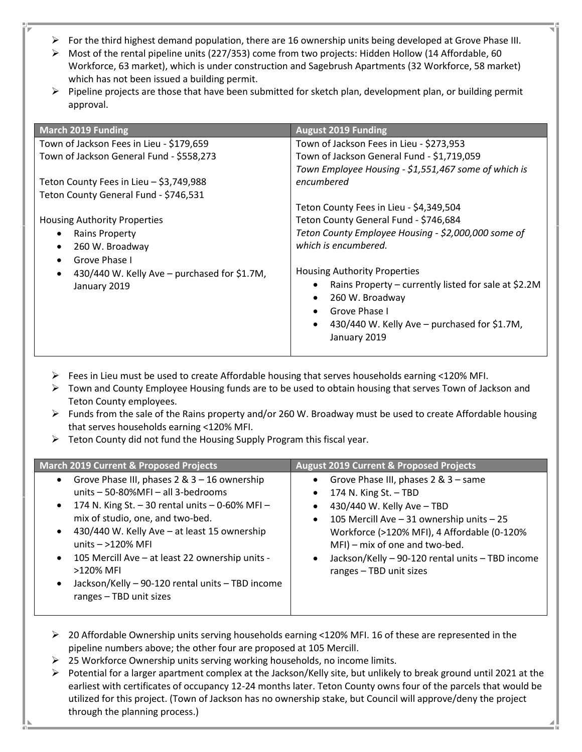- For the third highest demand population, there are 16 ownership units being developed at Grove Phase III.
- Most of the rental pipeline units (227/353) come from two projects: Hidden Hollow (14 Affordable, 60 Workforce, 63 market), which is under construction and Sagebrush Apartments (32 Workforce, 58 market) which has not been issued a building permit.
- Pipeline projects are those that have been submitted for sketch plan, development plan, or building permit approval.

| March 2019 Funding | August 2019 Funding |
| --- | --- |
| Town of Jackson Fees in Lieu - $179,659<br>Town of Jackson General Fund - $558,273<br><br>Teton County Fees in Lieu – $3,749,988<br>Teton County General Fund - $746,531<br><br>Housing Authority Properties<br>• Rains Property<br>• 260 W. Broadway<br>• Grove Phase I<br>• 430/440 W. Kelly Ave – purchased for $1.7M, January 2019 | Town of Jackson Fees in Lieu - $273,953<br>Town of Jackson General Fund - $1,719,059<br>*Town Employee Housing - $1,551,467 some of which is encumbered*<br><br>Teton County Fees in Lieu - $4,349,504<br>Teton County General Fund - $746,684<br>*Teton County Employee Housing - $2,000,000 some of which is encumbered.*<br><br>Housing Authority Properties<br>• Rains Property – currently listed for sale at $2.2M<br>• 260 W. Broadway<br>• Grove Phase I<br>• 430/440 W. Kelly Ave – purchased for $1.7M, January 2019 |

- Fees in Lieu must be used to create Affordable housing that serves households earning <120% MFI.
- Town and County Employee Housing funds are to be used to obtain housing that serves Town of Jackson and Teton County employees.
- Funds from the sale of the Rains property and/or 260 W. Broadway must be used to create Affordable housing that serves households earning <120% MFI.
- Teton County did not fund the Housing Supply Program this fiscal year.

| March 2019 Current & Proposed Projects | August 2019 Current & Proposed Projects |
| --- | --- |
| • Grove Phase III, phases 2 & 3 – 16 ownership units – 50-80%MFI – all 3-bedrooms<br>• 174 N. King St. – 30 rental units – 0-60% MFI – mix of studio, one, and two-bed.<br>• 430/440 W. Kelly Ave – at least 15 ownership units – >120% MFI<br>• 105 Mercill Ave – at least 22 ownership units - >120% MFI<br>• Jackson/Kelly – 90-120 rental units – TBD income ranges – TBD unit sizes | • Grove Phase III, phases 2 & 3 – same<br>• 174 N. King St. – TBD<br>• 430/440 W. Kelly Ave – TBD<br>• 105 Mercill Ave – 31 ownership units – 25 Workforce (>120% MFI), 4 Affordable (0-120% MFI) – mix of one and two-bed.<br>• Jackson/Kelly – 90-120 rental units – TBD income ranges – TBD unit sizes |

- 20 Affordable Ownership units serving households earning <120% MFI. 16 of these are represented in the pipeline numbers above; the other four are proposed at 105 Mercill.
- 25 Workforce Ownership units serving working households, no income limits.
- Potential for a larger apartment complex at the Jackson/Kelly site, but unlikely to break ground until 2021 at the earliest with certificates of occupancy 12-24 months later. Teton County owns four of the parcels that would be utilized for this project. (Town of Jackson has no ownership stake, but Council will approve/deny the project through the planning process.)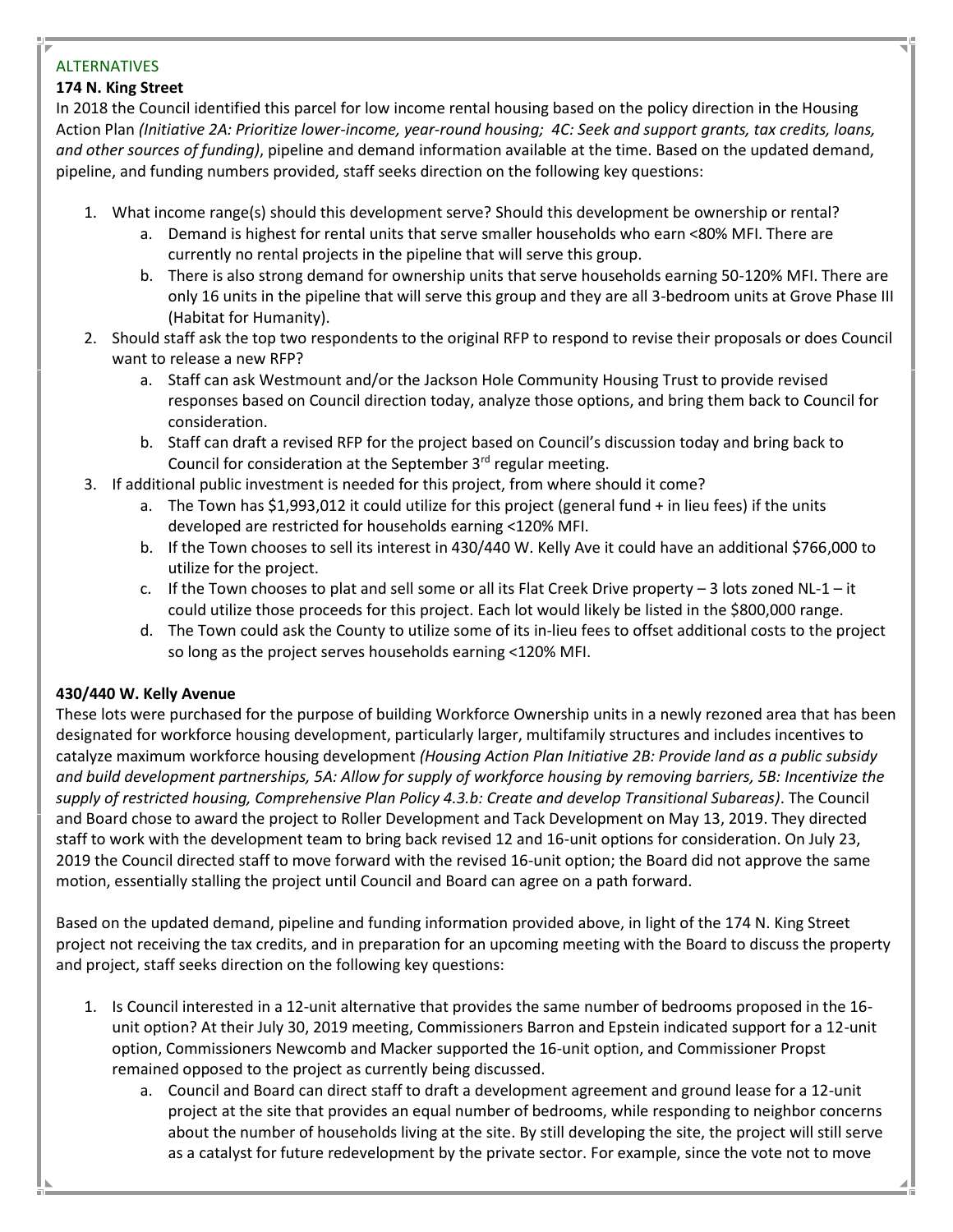## ALTERNATIVES

### 174 N. King Street

In 2018 the Council identified this parcel for low income rental housing based on the policy direction in the Housing Action Plan *(Initiative 2A: Prioritize lower-income, year-round housing; 4C: Seek and support grants, tax credits, loans, and other sources of funding)*, pipeline and demand information available at the time. Based on the updated demand, pipeline, and funding numbers provided, staff seeks direction on the following key questions:

1. What income range(s) should this development serve? Should this development be ownership or rental?
   a. Demand is highest for rental units that serve smaller households who earn <80% MFI. There are currently no rental projects in the pipeline that will serve this group.
   b. There is also strong demand for ownership units that serve households earning 50-120% MFI. There are only 16 units in the pipeline that will serve this group and they are all 3-bedroom units at Grove Phase III (Habitat for Humanity).
2. Should staff ask the top two respondents to the original RFP to respond to revise their proposals or does Council want to release a new RFP?
   a. Staff can ask Westmount and/or the Jackson Hole Community Housing Trust to provide revised responses based on Council direction today, analyze those options, and bring them back to Council for consideration.
   b. Staff can draft a revised RFP for the project based on Council's discussion today and bring back to Council for consideration at the September 3rd regular meeting.
3. If additional public investment is needed for this project, from where should it come?
   a. The Town has $1,993,012 it could utilize for this project (general fund + in lieu fees) if the units developed are restricted for households earning <120% MFI.
   b. If the Town chooses to sell its interest in 430/440 W. Kelly Ave it could have an additional $766,000 to utilize for the project.
   c. If the Town chooses to plat and sell some or all its Flat Creek Drive property – 3 lots zoned NL-1 – it could utilize those proceeds for this project. Each lot would likely be listed in the $800,000 range.
   d. The Town could ask the County to utilize some of its in-lieu fees to offset additional costs to the project so long as the project serves households earning <120% MFI.

### 430/440 W. Kelly Avenue

These lots were purchased for the purpose of building Workforce Ownership units in a newly rezoned area that has been designated for workforce housing development, particularly larger, multifamily structures and includes incentives to catalyze maximum workforce housing development *(Housing Action Plan Initiative 2B: Provide land as a public subsidy and build development partnerships, 5A: Allow for supply of workforce housing by removing barriers, 5B: Incentivize the supply of restricted housing, Comprehensive Plan Policy 4.3.b: Create and develop Transitional Subareas)*. The Council and Board chose to award the project to Roller Development and Tack Development on May 13, 2019. They directed staff to work with the development team to bring back revised 12 and 16-unit options for consideration. On July 23, 2019 the Council directed staff to move forward with the revised 16-unit option; the Board did not approve the same motion, essentially stalling the project until Council and Board can agree on a path forward.

Based on the updated demand, pipeline and funding information provided above, in light of the 174 N. King Street project not receiving the tax credits, and in preparation for an upcoming meeting with the Board to discuss the property and project, staff seeks direction on the following key questions:

1. Is Council interested in a 12-unit alternative that provides the same number of bedrooms proposed in the 16-unit option? At their July 30, 2019 meeting, Commissioners Barron and Epstein indicated support for a 12-unit option, Commissioners Newcomb and Macker supported the 16-unit option, and Commissioner Propst remained opposed to the project as currently being discussed.
   a. Council and Board can direct staff to draft a development agreement and ground lease for a 12-unit project at the site that provides an equal number of bedrooms, while responding to neighbor concerns about the number of households living at the site. By still developing the site, the project will still serve as a catalyst for future redevelopment by the private sector. For example, since the vote not to move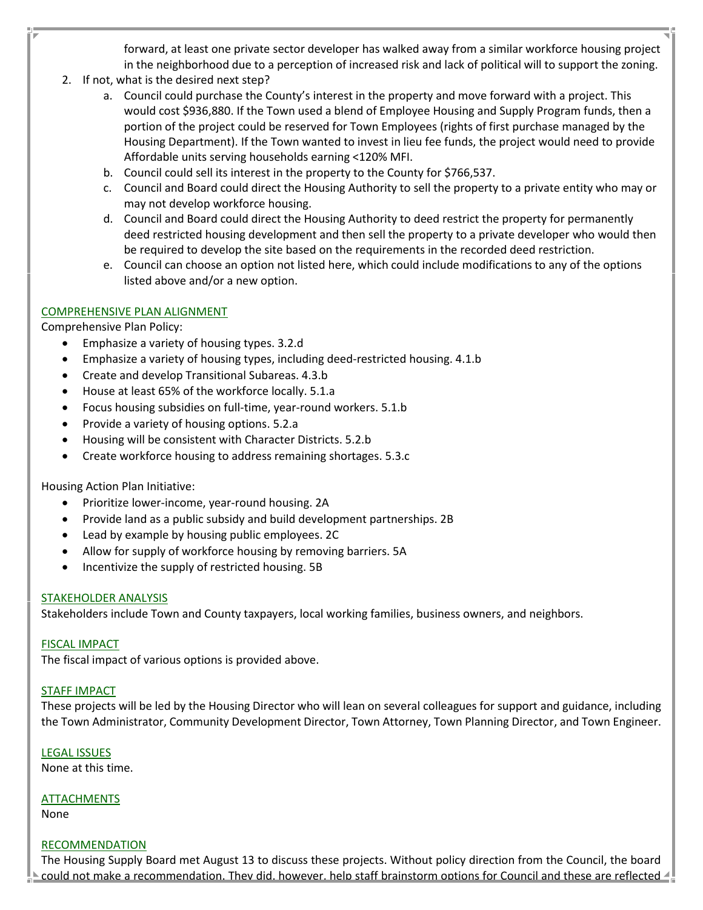forward, at least one private sector developer has walked away from a similar workforce housing project in the neighborhood due to a perception of increased risk and lack of political will to support the zoning.

2. If not, what is the desired next step?
   a. Council could purchase the County's interest in the property and move forward with a project. This would cost $936,880. If the Town used a blend of Employee Housing and Supply Program funds, then a portion of the project could be reserved for Town Employees (rights of first purchase managed by the Housing Department). If the Town wanted to invest in lieu fee funds, the project would need to provide Affordable units serving households earning <120% MFI.
   b. Council could sell its interest in the property to the County for $766,537.
   c. Council and Board could direct the Housing Authority to sell the property to a private entity who may or may not develop workforce housing.
   d. Council and Board could direct the Housing Authority to deed restrict the property for permanently deed restricted housing development and then sell the property to a private developer who would then be required to develop the site based on the requirements in the recorded deed restriction.
   e. Council can choose an option not listed here, which could include modifications to any of the options listed above and/or a new option.

COMPREHENSIVE PLAN ALIGNMENT

Comprehensive Plan Policy:

- Emphasize a variety of housing types. 3.2.d
- Emphasize a variety of housing types, including deed-restricted housing. 4.1.b
- Create and develop Transitional Subareas. 4.3.b
- House at least 65% of the workforce locally. 5.1.a
- Focus housing subsidies on full-time, year-round workers. 5.1.b
- Provide a variety of housing options. 5.2.a
- Housing will be consistent with Character Districts. 5.2.b
- Create workforce housing to address remaining shortages. 5.3.c

Housing Action Plan Initiative:

- Prioritize lower-income, year-round housing. 2A
- Provide land as a public subsidy and build development partnerships. 2B
- Lead by example by housing public employees. 2C
- Allow for supply of workforce housing by removing barriers. 5A
- Incentivize the supply of restricted housing. 5B

STAKEHOLDER ANALYSIS

Stakeholders include Town and County taxpayers, local working families, business owners, and neighbors.

FISCAL IMPACT

The fiscal impact of various options is provided above.

STAFF IMPACT

These projects will be led by the Housing Director who will lean on several colleagues for support and guidance, including the Town Administrator, Community Development Director, Town Attorney, Town Planning Director, and Town Engineer.

LEGAL ISSUES

None at this time.

ATTACHMENTS

None

RECOMMENDATION

The Housing Supply Board met August 13 to discuss these projects. Without policy direction from the Council, the board could not make a recommendation. They did, however, help staff brainstorm options for Council and these are reflected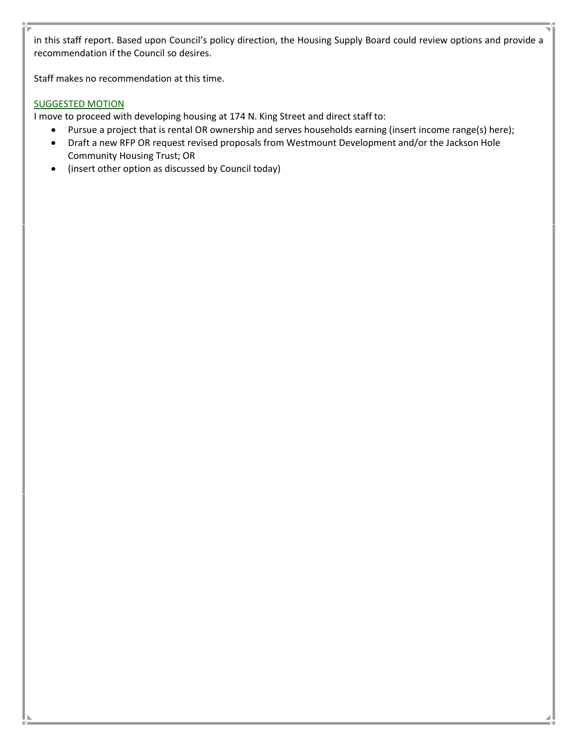in this staff report. Based upon Council's policy direction, the Housing Supply Board could review options and provide a recommendation if the Council so desires.

Staff makes no recommendation at this time.

SUGGESTED MOTION

I move to proceed with developing housing at 174 N. King Street and direct staff to:

- Pursue a project that is rental OR ownership and serves households earning (insert income range(s) here);
- Draft a new RFP OR request revised proposals from Westmount Development and/or the Jackson Hole Community Housing Trust; OR
- (insert other option as discussed by Council today)